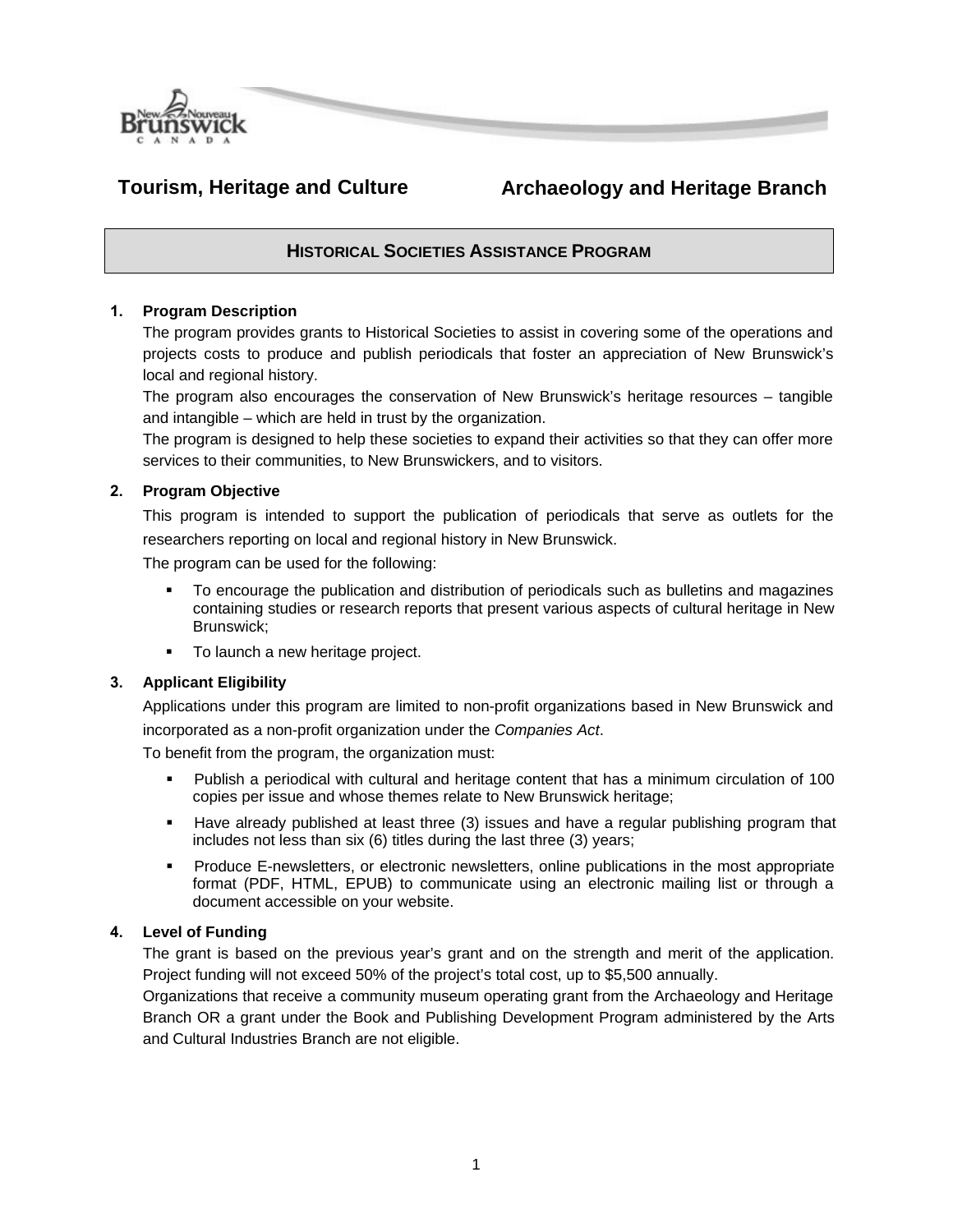**Tourism, Heritage and Culture** **Archaeology and Heritage Branch**

# HISTORICAL SOCIETIES ASSISTANCE PROGRAM

## 1. Program Description

The program provides grants to Historical Societies to assist in covering some of the operations and projects costs to produce and publish periodicals that foster an appreciation of New Brunswick's local and regional history.

The program also encourages the conservation of New Brunswick's heritage resources – tangible and intangible – which are held in trust by the organization.

The program is designed to help these societies to expand their activities so that they can offer more services to their communities, to New Brunswickers, and to visitors.

## 2. Program Objective

This program is intended to support the publication of periodicals that serve as outlets for the researchers reporting on local and regional history in New Brunswick.

The program can be used for the following:

- To encourage the publication and distribution of periodicals such as bulletins and magazines containing studies or research reports that present various aspects of cultural heritage in New Brunswick;
- To launch a new heritage project.

## 3. Applicant Eligibility

Applications under this program are limited to non-profit organizations based in New Brunswick and incorporated as a non-profit organization under the *Companies Act*.

To benefit from the program, the organization must:

- Publish a periodical with cultural and heritage content that has a minimum circulation of 100 copies per issue and whose themes relate to New Brunswick heritage;
- Have already published at least three (3) issues and have a regular publishing program that includes not less than six (6) titles during the last three (3) years;
- Produce E-newsletters, or electronic newsletters, online publications in the most appropriate format (PDF, HTML, EPUB) to communicate using an electronic mailing list or through a document accessible on your website.

## 4. Level of Funding

The grant is based on the previous year's grant and on the strength and merit of the application. Project funding will not exceed 50% of the project's total cost, up to $5,500 annually.

Organizations that receive a community museum operating grant from the Archaeology and Heritage Branch OR a grant under the Book and Publishing Development Program administered by the Arts and Cultural Industries Branch are not eligible.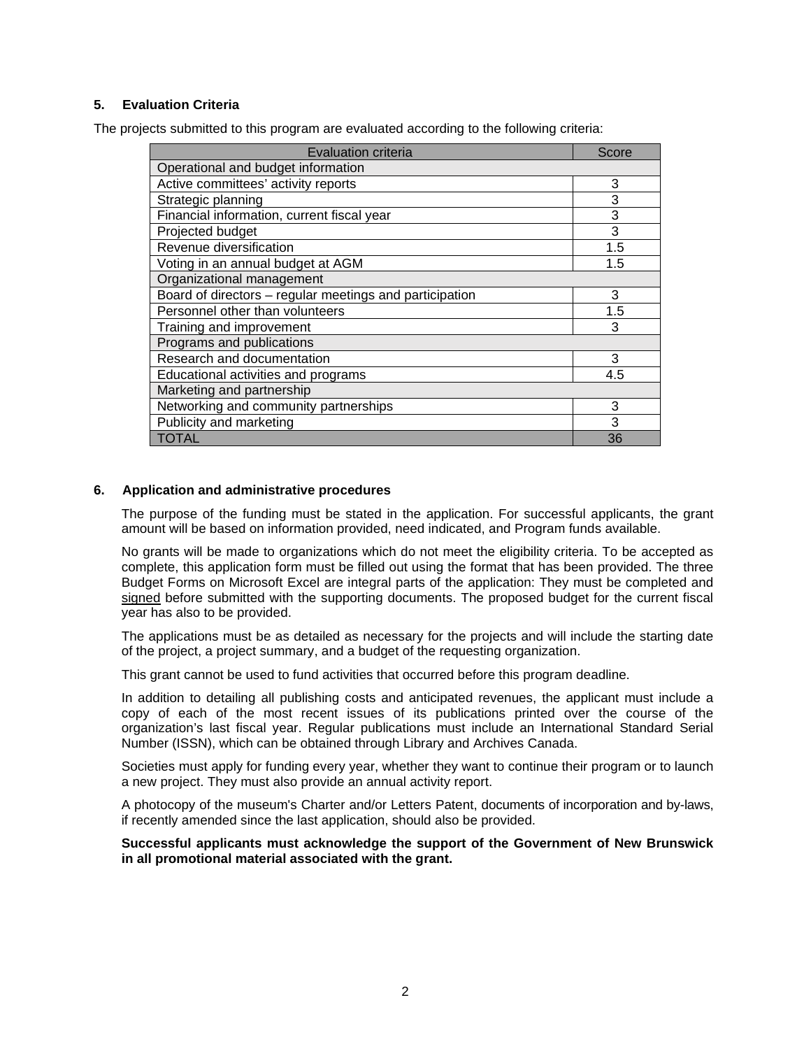## 5. Evaluation Criteria

The projects submitted to this program are evaluated according to the following criteria:

| Evaluation criteria | Score |
|---|---|
| Operational and budget information | |
| Active committees' activity reports | 3 |
| Strategic planning | 3 |
| Financial information, current fiscal year | 3 |
| Projected budget | 3 |
| Revenue diversification | 1.5 |
| Voting in an annual budget at AGM | 1.5 |
| Organizational management | |
| Board of directors – regular meetings and participation | 3 |
| Personnel other than volunteers | 1.5 |
| Training and improvement | 3 |
| Programs and publications | |
| Research and documentation | 3 |
| Educational activities and programs | 4.5 |
| Marketing and partnership | |
| Networking and community partnerships | 3 |
| Publicity and marketing | 3 |
| TOTAL | 36 |

## 6. Application and administrative procedures

The purpose of the funding must be stated in the application. For successful applicants, the grant amount will be based on information provided, need indicated, and Program funds available.

No grants will be made to organizations which do not meet the eligibility criteria. To be accepted as complete, this application form must be filled out using the format that has been provided. The three Budget Forms on Microsoft Excel are integral parts of the application: They must be completed and signed before submitted with the supporting documents. The proposed budget for the current fiscal year has also to be provided.

The applications must be as detailed as necessary for the projects and will include the starting date of the project, a project summary, and a budget of the requesting organization.

This grant cannot be used to fund activities that occurred before this program deadline.

In addition to detailing all publishing costs and anticipated revenues, the applicant must include a copy of each of the most recent issues of its publications printed over the course of the organization's last fiscal year. Regular publications must include an International Standard Serial Number (ISSN), which can be obtained through Library and Archives Canada.

Societies must apply for funding every year, whether they want to continue their program or to launch a new project. They must also provide an annual activity report.

A photocopy of the museum's Charter and/or Letters Patent, documents of incorporation and by-laws, if recently amended since the last application, should also be provided.

**Successful applicants must acknowledge the support of the Government of New Brunswick in all promotional material associated with the grant.**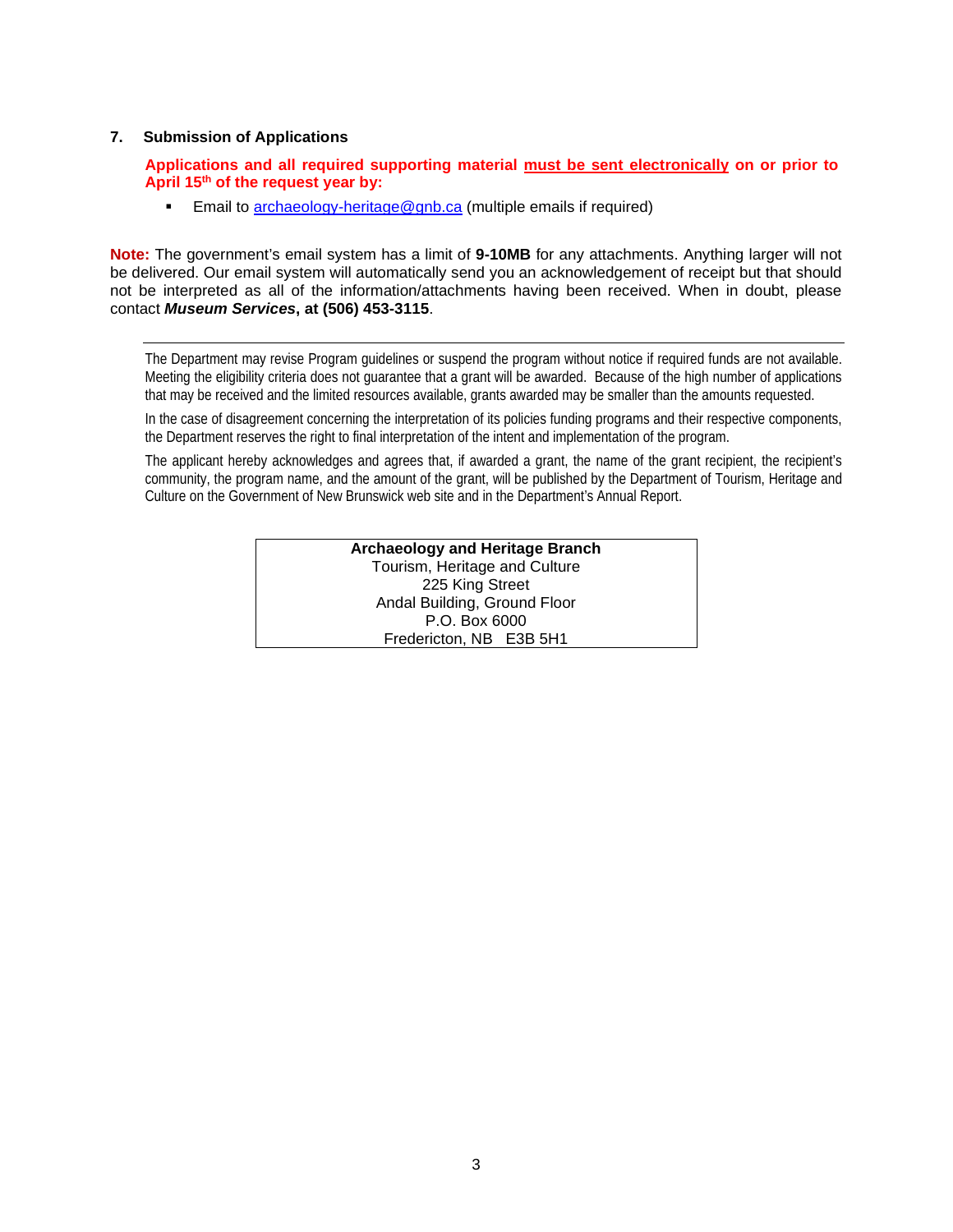## 7. Submission of Applications

**Applications and all required supporting material must be sent electronically on or prior to April 15th of the request year by:**

- Email to [archaeology-heritage@gnb.ca](mailto:archaeology-heritage@gnb.ca) (multiple emails if required)

**Note:** The government's email system has a limit of **9-10MB** for any attachments. Anything larger will not be delivered. Our email system will automatically send you an acknowledgement of receipt but that should not be interpreted as all of the information/attachments having been received. When in doubt, please contact ***Museum Services*****, at (506) 453-3115**.

---

The Department may revise Program guidelines or suspend the program without notice if required funds are not available. Meeting the eligibility criteria does not guarantee that a grant will be awarded. Because of the high number of applications that may be received and the limited resources available, grants awarded may be smaller than the amounts requested.

In the case of disagreement concerning the interpretation of its policies funding programs and their respective components, the Department reserves the right to final interpretation of the intent and implementation of the program.

The applicant hereby acknowledges and agrees that, if awarded a grant, the name of the grant recipient, the recipient's community, the program name, and the amount of the grant, will be published by the Department of Tourism, Heritage and Culture on the Government of New Brunswick web site and in the Department's Annual Report.

**Archaeology and Heritage Branch**
Tourism, Heritage and Culture
225 King Street
Andal Building, Ground Floor
P.O. Box 6000
Fredericton, NB E3B 5H1